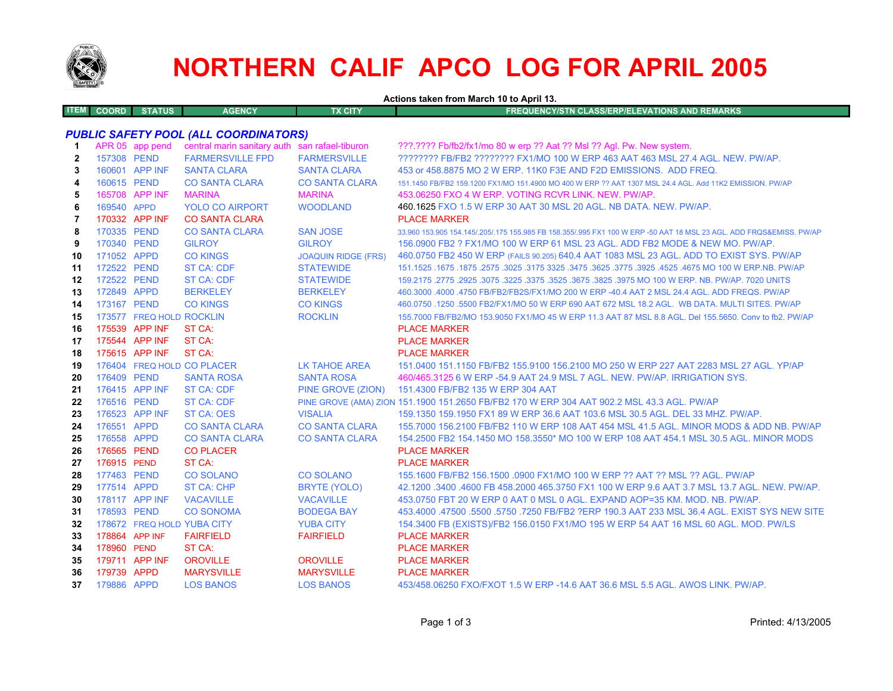# NORTHERN CALIF APCO LOG FOR APRIL 2005

**Actions taken from March 10 to April 13.**

| ITEM | COORD | STATUS | AGENCY | TX CITY | FREQUENCY/STN CLASS/ERP/ELEVATIONS AND REMARKS |
|---|---|---|---|---|---|
| | | | ***PUBLIC SAFETY POOL (ALL COORDINATORS)*** | | |
| 1 | APR 05 | app pend | central marin sanitary auth | san rafael-tiburon | ???.???? Fb/fb2/fx1/mo 80 w erp ?? Aat ?? Msl ?? Agl. Pw. New system. |
| 2 | 157308 | PEND | FARMERSVILLE FPD | FARMERSVILLE | ???????? FB/FB2 ???????? FX1/MO 100 W ERP 463 AAT 463 MSL 27.4 AGL. NEW. PW/AP. |
| 3 | 160601 | APP INF | SANTA CLARA | SANTA CLARA | 453 or 458.8875 MO 2 W ERP. 11K0 F3E AND F2D EMISSIONS. ADD FREQ. |
| 4 | 160615 | PEND | CO SANTA CLARA | CO SANTA CLARA | 151.1450 FB/FB2 159.1200 FX1/MO 151.4900 MO 400 W ERP ?? AAT 1307 MSL 24.4 AGL. Add 11K2 EMISSION. PW/AP |
| 5 | 165708 | APP INF | MARINA | MARINA | 453.06250 FXO 4 W ERP. VOTING RCVR LINK. NEW. PW/AP. |
| 6 | 169540 | APPD | YOLO CO AIRPORT | WOODLAND | 460.1625 FXO 1.5 W ERP 30 AAT 30 MSL 20 AGL. NB DATA. NEW. PW/AP. |
| 7 | 170332 | APP INF | CO SANTA CLARA | | PLACE MARKER |
| 8 | 170335 | PEND | CO SANTA CLARA | SAN JOSE | 33.960 153.905 154.145/.205/.175 155.985 FB 158.355/.995 FX1 100 W ERP -50 AAT 18 MSL 23 AGL. ADD FRQS&EMISS. PW/AP |
| 9 | 170340 | PEND | GILROY | GILROY | 156.0900 FB2 ? FX1/MO 100 W ERP 61 MSL 23 AGL. ADD FB2 MODE & NEW MO. PW/AP. |
| 10 | 171052 | APPD | CO KINGS | JOAQUIN RIDGE (FRS) | 460.0750 FB2 450 W ERP (FAILS 90.205) 640.4 AAT 1083 MSL 23 AGL. ADD TO EXIST SYS. PW/AP |
| 11 | 172522 | PEND | ST CA: CDF | STATEWIDE | 151.1525 .1675 .1875 .2575 .3025 .3175 3325 .3475 .3625 .3775 .3925 .4525 .4675 MO 100 W ERP.NB. PW/AP |
| 12 | 172522 | PEND | ST CA: CDF | STATEWIDE | 159.2175 .2775 .2925 .3075 .3225 .3375 .3525 .3675 .3825 .3975 MO 100 W ERP. NB. PW/AP. 7020 UNITS |
| 13 | 172849 | APPD | BERKELEY | BERKELEY | 460.3000 .4000 .4750 FB/FB2/FB2S/FX1/MO 200 W ERP -40.4 AAT 2 MSL 24.4 AGL. ADD FREQS. PW/AP |
| 14 | 173167 | PEND | CO KINGS | CO KINGS | 460.0750 .1250 .5500 FB2/FX1/MO 50 W ERP 690 AAT 672 MSL 18.2 AGL. WB DATA. MULTI SITES. PW/AP |
| 15 | 173577 | FREQ HOLD | ROCKLIN | ROCKLIN | 155.7000 FB/FB2/MO 153.9050 FX1/MO 45 W ERP 11.3 AAT 87 MSL 8.8 AGL. Del 155.5650. Conv to fb2. PW/AP |
| 16 | 175539 | APP INF | ST CA: | | PLACE MARKER |
| 17 | 175544 | APP INF | ST CA: | | PLACE MARKER |
| 18 | 175615 | APP INF | ST CA: | | PLACE MARKER |
| 19 | 176404 | FREQ HOLD | CO PLACER | LK TAHOE AREA | 151.0400 151.1150 FB/FB2 155.9100 156.2100 MO 250 W ERP 227 AAT 2283 MSL 27 AGL. YP/AP |
| 20 | 176409 | PEND | SANTA ROSA | SANTA ROSA | 460/465.3125 6 W ERP -54.9 AAT 24.9 MSL 7 AGL. NEW. PW/AP. IRRIGATION SYS. |
| 21 | 176415 | APP INF | ST CA: CDF | PINE GROVE (ZION) | 151.4300 FB/FB2 135 W ERP 304 AAT |
| 22 | 176516 | PEND | ST CA: CDF | PINE GROVE (AMA) ZION | 151.1900 151.2650 FB/FB2 170 W ERP 304 AAT 902.2 MSL 43.3 AGL. PW/AP |
| 23 | 176523 | APP INF | ST CA: OES | VISALIA | 159.1350 159.1950 FX1 89 W ERP 36.6 AAT 103.6 MSL 30.5 AGL. DEL 33 MHZ. PW/AP. |
| 24 | 176551 | APPD | CO SANTA CLARA | CO SANTA CLARA | 155.7000 156.2100 FB/FB2 110 W ERP 108 AAT 454 MSL 41.5 AGL. MINOR MODS & ADD NB. PW/AP |
| 25 | 176558 | APPD | CO SANTA CLARA | CO SANTA CLARA | 154.2500 FB2 154.1450 MO 158.3550* MO 100 W ERP 108 AAT 454.1 MSL 30.5 AGL. MINOR MODS |
| 26 | 176565 | PEND | CO PLACER | | PLACE MARKER |
| 27 | 176915 | PEND | ST CA: | | PLACE MARKER |
| 28 | 177463 | PEND | CO SOLANO | CO SOLANO | 155.1600 FB/FB2 156.1500 .0900 FX1/MO 100 W ERP ?? AAT ?? MSL ?? AGL. PW/AP |
| 29 | 177514 | APPD | ST CA: CHP | BRYTE (YOLO) | 42.1200 .3400 .4600 FB 458.2000 465.3750 FX1 100 W ERP 9.6 AAT 3.7 MSL 13.7 AGL. NEW. PW/AP. |
| 30 | 178117 | APP INF | VACAVILLE | VACAVILLE | 453.0750 FBT 20 W ERP 0 AAT 0 MSL 0 AGL. EXPAND AOP=35 KM. MOD. NB. PW/AP. |
| 31 | 178593 | PEND | CO SONOMA | BODEGA BAY | 453.4000 .47500 .5500 .5750 .7250 FB/FB2 ?ERP 190.3 AAT 233 MSL 36.4 AGL. EXIST SYS NEW SITE |
| 32 | 178672 | FREQ HOLD | YUBA CITY | YUBA CITY | 154.3400 FB (EXISTS)/FB2 156.0150 FX1/MO 195 W ERP 54 AAT 16 MSL 60 AGL. MOD. PW/LS |
| 33 | 178864 | APP INF | FAIRFIELD | FAIRFIELD | PLACE MARKER |
| 34 | 178960 | PEND | ST CA: | | PLACE MARKER |
| 35 | 179711 | APP INF | OROVILLE | OROVILLE | PLACE MARKER |
| 36 | 179739 | APPD | MARYSVILLE | MARYSVILLE | PLACE MARKER |
| 37 | 179886 | APPD | LOS BANOS | LOS BANOS | 453/458.06250 FXO/FXOT 1.5 W ERP -14.6 AAT 36.6 MSL 5.5 AGL. AWOS LINK. PW/AP. |

Printed: 4/13/2005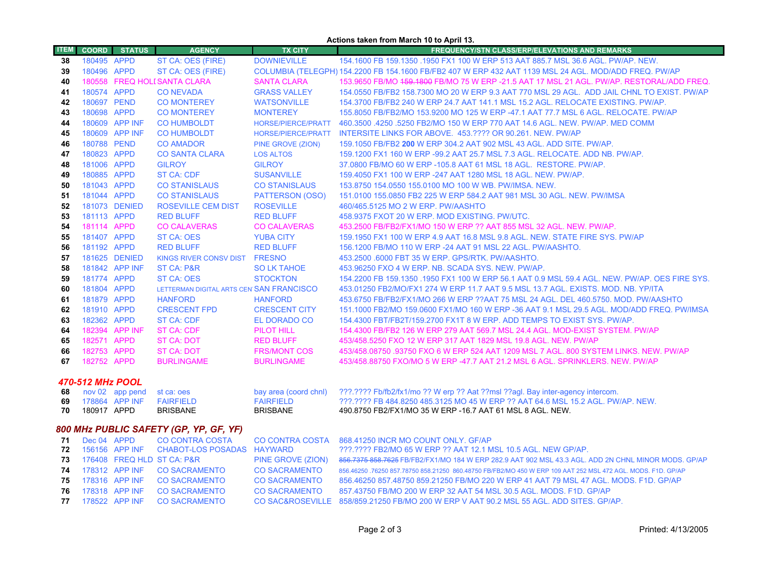**Actions taken from March 10 to April 13.**

| ITEM | COORD | STATUS | AGENCY | TX CITY | FREQUENCY/STN CLASS/ERP/ELEVATIONS AND REMARKS |
|---|---|---|---|---|---|
| 38 | 180495 | APPD | ST CA: OES (FIRE) | DOWNIEVILLE | 154.1600 FB 159.1350 .1950 FX1 100 W ERP 513 AAT 885.7 MSL 36.6 AGL. PW/AP. NEW. |
| 39 | 180496 | APPD | ST CA: OES (FIRE) | COLUMBIA (TELEGPH) | 154.2200 FB 154.1600 FB/FB2 407 W ERP 432 AAT 1139 MSL 24 AGL. MOD/ADD FREQ. PW/AP |
| 40 | 180558 | FREQ HOLD | SANTA CLARA | SANTA CLARA | 153.9650 FB/MO ~~159.1800~~ FB/MO 75 W ERP -21.5 AAT 17 MSL 21 AGL. PW/AP. RESTORAL/ADD FREQ. |
| 41 | 180574 | APPD | CO NEVADA | GRASS VALLEY | 154.0550 FB/FB2 158.7300 MO 20 W ERP 9.3 AAT 770 MSL 29 AGL. ADD JAIL CHNL TO EXIST. PW/AP |
| 42 | 180697 | PEND | CO MONTEREY | WATSONVILLE | 154.3700 FB/FB2 240 W ERP 24.7 AAT 141.1 MSL 15.2 AGL. RELOCATE EXISTING. PW/AP. |
| 43 | 180698 | APPD | CO MONTEREY | MONTEREY | 155.8050 FB/FB2/MO 153.9200 MO 125 W ERP -47.1 AAT 77.7 MSL 6 AGL. RELOCATE. PW/AP |
| 44 | 180609 | APP INF | CO HUMBOLDT | HORSE/PIERCE/PRATT | 460.3500 .4250 .5250 FB2/MO 150 W ERP 770 AAT 14.6 AGL. NEW. PW/AP. MED COMM |
| 45 | 180609 | APP INF | CO HUMBOLDT | HORSE/PIERCE/PRATT | INTERSITE LINKS FOR ABOVE. 453.???? OR 90.261. NEW. PW/AP |
| 46 | 180788 | PEND | CO AMADOR | PINE GROVE (ZION) | 159.1050 FB/FB2 **200** W ERP 304.2 AAT 902 MSL 43 AGL. ADD SITE. PW/AP. |
| 47 | 180823 | APPD | CO SANTA CLARA | LOS ALTOS | 159.1200 FX1 160 W ERP -99.2 AAT 25.7 MSL 7.3 AGL. RELOCATE. ADD NB. PW/AP. |
| 48 | 181006 | APPD | GILROY | GILROY | 37.0800 FB/MO 60 W ERP -105.8 AAT 61 MSL 18 AGL. RESTORE. PW/AP. |
| 49 | 180885 | APPD | ST CA: CDF | SUSANVILLE | 159.4050 FX1 100 W ERP -247 AAT 1280 MSL 18 AGL. NEW. PW/AP. |
| 50 | 181043 | APPD | CO STANISLAUS | CO STANISLAUS | 153.8750 154.0550 155.0100 MO 100 W WB. PW/IMSA. NEW. |
| 51 | 181044 | APPD | CO STANISLAUS | PATTERSON (OSO) | 151.0100 155.0850 FB2 225 W ERP 584.2 AAT 981 MSL 30 AGL. NEW. PW/IMSA |
| 52 | 181073 | DENIED | ROSEVILLE CEM DIST | ROSEVILLE | 460/465.5125 MO 2 W ERP. PW/AASHTO |
| 53 | 181113 | APPD | RED BLUFF | RED BLUFF | 458.9375 FXOT 20 W ERP. MOD EXISTING. PW/UTC. |
| 54 | 181114 | APPD | CO CALAVERAS | CO CALAVERAS | 453.2500 FB/FB2/FX1/MO 150 W ERP ?? AAT 855 MSL 32 AGL. NEW. PW/AP. |
| 55 | 181407 | APPD | ST CA: OES | YUBA CITY | 159.1950 FX1 100 W ERP 4.9 AAT 16.8 MSL 9.8 AGL. NEW. STATE FIRE SYS. PW/AP |
| 56 | 181192 | APPD | RED BLUFF | RED BLUFF | 156.1200 FB/MO 110 W ERP -24 AAT 91 MSL 22 AGL. PW/AASHTO. |
| 57 | 181625 | DENIED | KINGS RIVER CONSV DIST | FRESNO | 453.2500 .6000 FBT 35 W ERP. GPS/RTK. PW/AASHTO. |
| 58 | 181842 | APP INF | ST CA: P&R | SO LK TAHOE | 453.96250 FXO 4 W ERP. NB. SCADA SYS. NEW. PW/AP. |
| 59 | 181774 | APPD | ST CA: OES | STOCKTON | 154.2200 FB 159.1350 .1950 FX1 100 W ERP 56.1 AAT 0.9 MSL 59.4 AGL. NEW. PW/AP. OES FIRE SYS. |
| 60 | 181804 | APPD | LETTERMAN DIGITAL ARTS CEN | SAN FRANCISCO | 453.01250 FB2/MO/FX1 274 W ERP 11.7 AAT 9.5 MSL 13.7 AGL. EXISTS. MOD. NB. YP/ITA |
| 61 | 181879 | APPD | HANFORD | HANFORD | 453.6750 FB/FB2/FX1/MO 266 W ERP ??AAT 75 MSL 24 AGL. DEL 460.5750. MOD. PW/AASHTO |
| 62 | 181910 | APPD | CRESCENT FPD | CRESCENT CITY | 151.1000 FB2/MO 159.0600 FX1/MO 160 W ERP -36 AAT 9.1 MSL 29.5 AGL. MOD/ADD FREQ. PW/IMSA |
| 63 | 182362 | APPD | ST CA: CDF | EL DORADO CO | 154.4300 FBT/FB2T/159.2700 FX1T 8 W ERP. ADD TEMPS TO EXIST SYS. PW/AP. |
| 64 | 182394 | APP INF | ST CA: CDF | PILOT HILL | 154.4300 FB/FB2 126 W ERP 279 AAT 569.7 MSL 24.4 AGL. MOD-EXIST SYSTEM. PW/AP |
| 65 | 182571 | APPD | ST CA: DOT | RED BLUFF | 453/458.5250 FXO 12 W ERP 317 AAT 1829 MSL 19.8 AGL. NEW. PW/AP |
| 66 | 182753 | APPD | ST CA: DOT | FRS/MONT COS | 453/458.08750 .93750 FXO 6 W ERP 524 AAT 1209 MSL 7 AGL. 800 SYSTEM LINKS. NEW. PW/AP |
| 67 | 182752 | APPD | BURLINGAME | BURLINGAME | 453/458.88750 FXO/MO 5 W ERP -47.7 AAT 21.2 MSL 6 AGL. SPRINKLERS. NEW. PW/AP |

## *470-512 MHz POOL*

| ITEM | COORD | STATUS | AGENCY | TX CITY | FREQUENCY/STN CLASS/ERP/ELEVATIONS AND REMARKS |
|---|---|---|---|---|---|
| 68 | nov 02 | app pend | st ca: oes | bay area (coord chnl) | ???.???? Fb/fb2/fx1/mo ?? W erp ?? Aat ??msl ??agl. Bay inter-agency intercom. |
| 69 | 178864 | APP INF | FAIRFIELD | FAIRFIELD | ???.???? FB 484.8250 485.3125 MO 45 W ERP ?? AAT 64.6 MSL 15.2 AGL. PW/AP. NEW. |
| 70 | 180917 | APPD | BRISBANE | BRISBANE | 490.8750 FB2/FX1/MO 35 W ERP -16.7 AAT 61 MSL 8 AGL. NEW. |

## *800 MHz PUBLIC SAFETY (GP, YP, GF, YF)*

| ITEM | COORD | STATUS | AGENCY | TX CITY | FREQUENCY/STN CLASS/ERP/ELEVATIONS AND REMARKS |
|---|---|---|---|---|---|
| 71 | Dec 04 | APPD | CO CONTRA COSTA | CO CONTRA COSTA | 868.41250 INCR MO COUNT ONLY. GF/AP |
| 72 | 156156 | APP INF | CHABOT-LOS POSADAS | HAYWARD | ???.???? FB2/MO 65 W ERP ?? AAT 12.1 MSL 10.5 AGL. NEW GP/AP. |
| 73 | 176408 | FREQ HLD | ST CA: P&R | PINE GROVE (ZION) | ~~856.7375 858.7625~~ FB/FB2/FX1/MO 184 W ERP 282.9 AAT 902 MSL 43.3 AGL. ADD 2N CHNL MINOR MODS. GP/AP |
| 74 | 178312 | APP INF | CO SACRAMENTO | CO SACRAMENTO | 856.46250 .76250 857.78750 858.21250 860.48750 FB/FB2/MO 450 W ERP 109 AAT 252 MSL 472 AGL. MODS. F1D. GP/AP |
| 75 | 178316 | APP INF | CO SACRAMENTO | CO SACRAMENTO | 856.46250 857.48750 859.21250 FB/MO 220 W ERP 41 AAT 79 MSL 47 AGL. MODS. F1D. GP/AP |
| 76 | 178318 | APP INF | CO SACRAMENTO | CO SACRAMENTO | 857.43750 FB/MO 200 W ERP 32 AAT 54 MSL 30.5 AGL. MODS. F1D. GP/AP |
| 77 | 178522 | APP INF | CO SACRAMENTO | CO SAC&ROSEVILLE | 858/859.21250 FB/MO 200 W ERP V AAT 90.2 MSL 55 AGL. ADD SITES. GP/AP. |

Printed: 4/13/2005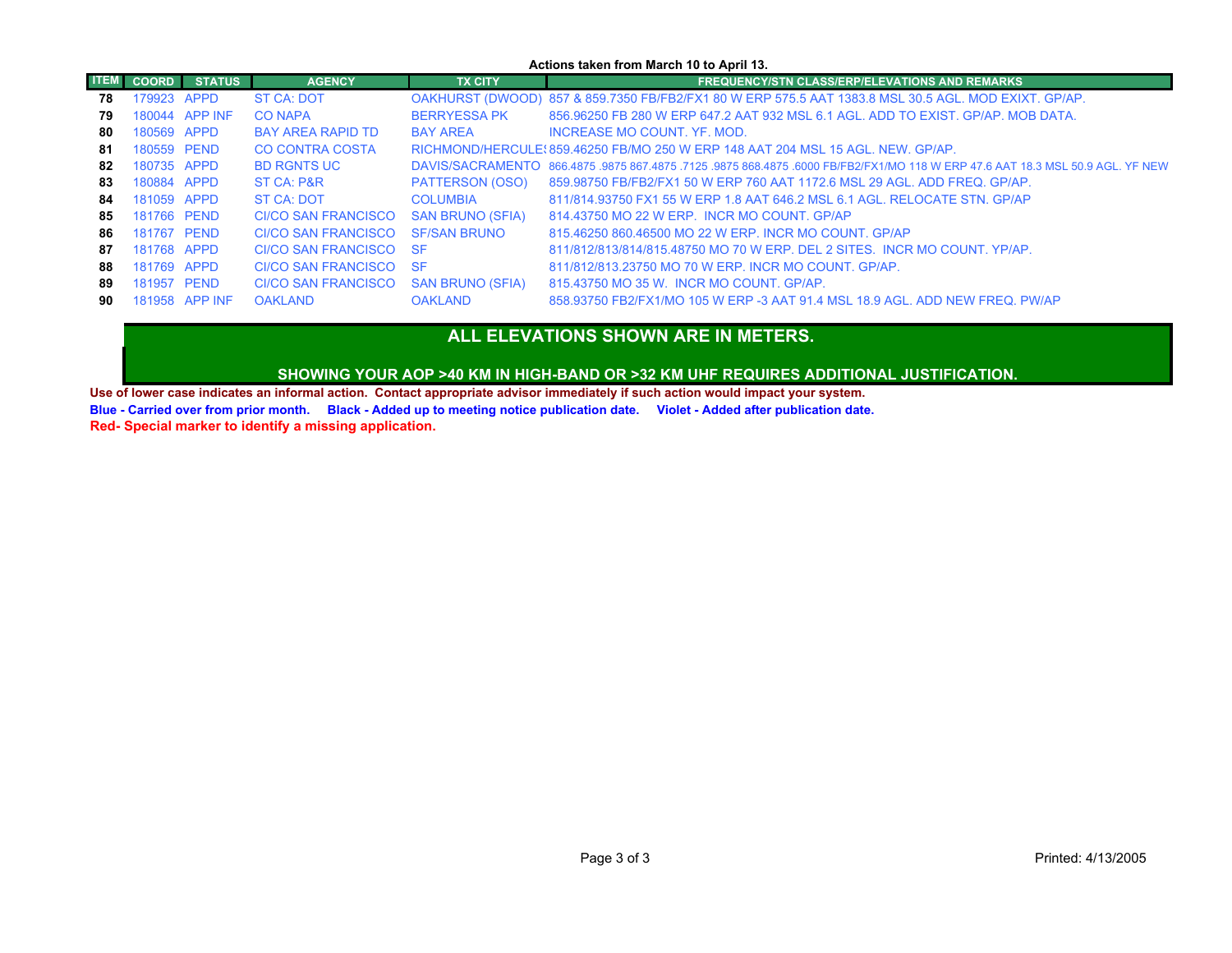**Actions taken from March 10 to April 13.**

| ITEM | COORD | STATUS | AGENCY | TX CITY | FREQUENCY/STN CLASS/ERP/ELEVATIONS AND REMARKS |
|---|---|---|---|---|---|
| 78 | 179923 | APPD | ST CA: DOT | OAKHURST (DWOOD) | 857 & 859.7350 FB/FB2/FX1 80 W ERP 575.5 AAT 1383.8 MSL 30.5 AGL. MOD EXIXT. GP/AP. |
| 79 | 180044 | APP INF | CO NAPA | BERRYESSA PK | 856.96250 FB 280 W ERP 647.2 AAT 932 MSL 6.1 AGL. ADD TO EXIST. GP/AP. MOB DATA. |
| 80 | 180569 | APPD | BAY AREA RAPID TD | BAY AREA | INCREASE MO COUNT. YF. MOD. |
| 81 | 180559 | PEND | CO CONTRA COSTA | RICHMOND/HERCULES | 859.46250 FB/MO 250 W ERP 148 AAT 204 MSL 15 AGL. NEW. GP/AP. |
| 82 | 180735 | APPD | BD RGNTS UC | DAVIS/SACRAMENTO | 866.4875 .9875 867.4875 .7125 .9875 868.4875 .6000 FB/FB2/FX1/MO 118 W ERP 47.6 AAT 18.3 MSL 50.9 AGL. YF NEW |
| 83 | 180884 | APPD | ST CA: P&R | PATTERSON (OSO) | 859.98750 FB/FB2/FX1 50 W ERP 760 AAT 1172.6 MSL 29 AGL. ADD FREQ. GP/AP. |
| 84 | 181059 | APPD | ST CA: DOT | COLUMBIA | 811/814.93750 FX1 55 W ERP 1.8 AAT 646.2 MSL 6.1 AGL. RELOCATE STN. GP/AP |
| 85 | 181766 | PEND | CI/CO SAN FRANCISCO | SAN BRUNO (SFIA) | 814.43750 MO 22 W ERP. INCR MO COUNT. GP/AP |
| 86 | 181767 | PEND | CI/CO SAN FRANCISCO | SF/SAN BRUNO | 815.46250 860.46500 MO 22 W ERP. INCR MO COUNT. GP/AP |
| 87 | 181768 | APPD | CI/CO SAN FRANCISCO | SF | 811/812/813/814/815.48750 MO 70 W ERP. DEL 2 SITES. INCR MO COUNT. YP/AP. |
| 88 | 181769 | APPD | CI/CO SAN FRANCISCO | SF | 811/812/813.23750 MO 70 W ERP. INCR MO COUNT. GP/AP. |
| 89 | 181957 | PEND | CI/CO SAN FRANCISCO | SAN BRUNO (SFIA) | 815.43750 MO 35 W. INCR MO COUNT. GP/AP. |
| 90 | 181958 | APP INF | OAKLAND | OAKLAND | 858.93750 FB2/FX1/MO 105 W ERP -3 AAT 91.4 MSL 18.9 AGL. ADD NEW FREQ. PW/AP |

**ALL ELEVATIONS SHOWN ARE IN METERS.**

**SHOWING YOUR AOP >40 KM IN HIGH-BAND OR >32 KM UHF REQUIRES ADDITIONAL JUSTIFICATION.**

**Use of lower case indicates an informal action. Contact appropriate advisor immediately if such action would impact your system.**

**Blue - Carried over from prior month. Black - Added up to meeting notice publication date. Violet - Added after publication date.**

**Red- Special marker to identify a missing application.**

Printed: 4/13/2005